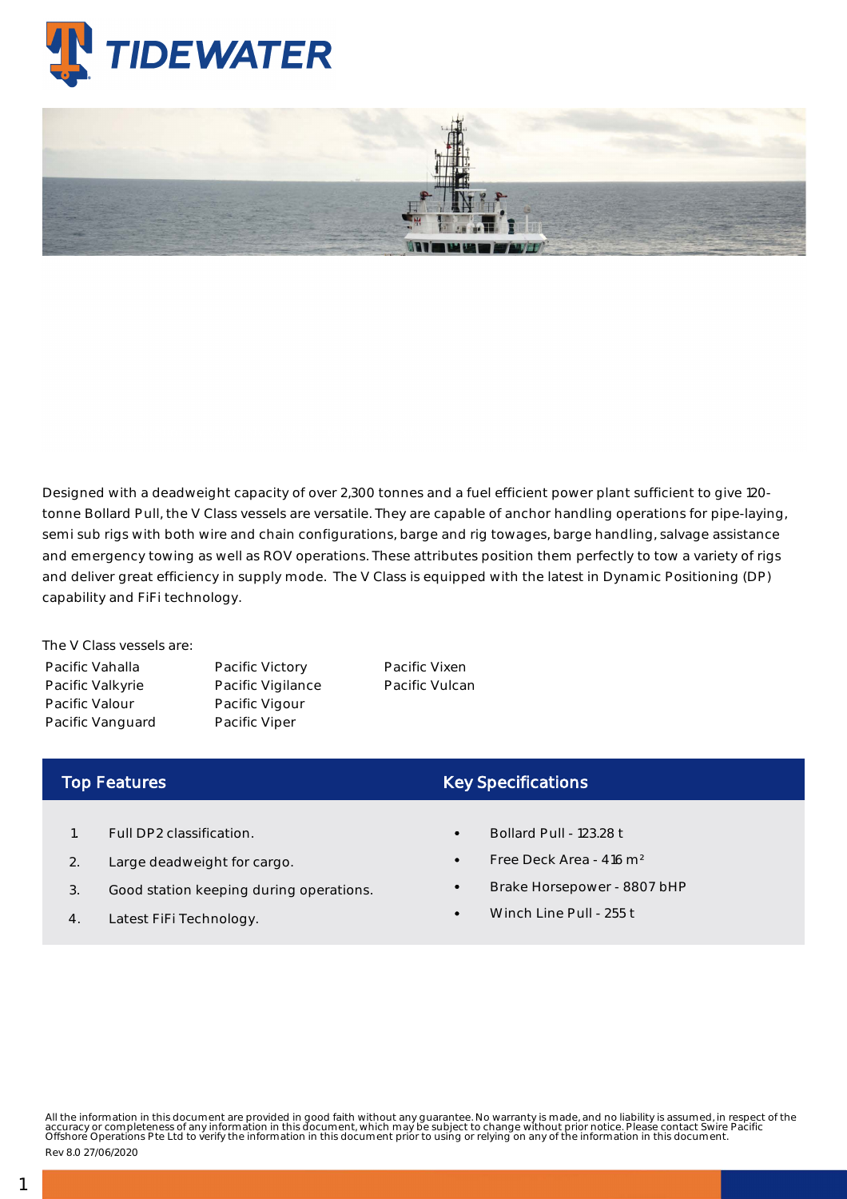TIDEWATER

Designed with a deadweight capacity of over 2,300 tonnes and a fuel efficient power plant sufficient to give 120-tonne Bollard Pull, the V Class vessels are versatile. They are capable of anchor handling operations for pipe-laying, semi sub rigs with both wire and chain configurations, barge and rig towages, barge handling, salvage assistance and emergency towing as well as ROV operations. These attributes position them perfectly to tow a variety of rigs and deliver great efficiency in supply mode. The V Class is equipped with the latest in Dynamic Positioning (DP) capability and FiFi technology.

The V Class vessels are:

- Pacific Vahalla
- Pacific Valkyrie
- Pacific Valour
- Pacific Vanguard
- Pacific Victory
- Pacific Vigilance
- Pacific Vigour
- Pacific Viper
- Pacific Vixen
- Pacific Vulcan

## Top Features

1. Full DP2 classification.
2. Large deadweight for cargo.
3. Good station keeping during operations.
4. Latest FiFi Technology.

## Key Specifications

- Bollard Pull - 123.28 t
- Free Deck Area - 416 $m^2$
- Brake Horsepower - 8807 bHP
- Winch Line Pull - 255 t

All the information in this document are provided in good faith without any guarantee. No warranty is made, and no liability is assumed, in respect of the accuracy or completeness of any information in this document, which may be subject to change without prior notice. Please contact Swire Pacific Offshore Operations Pte Ltd to verify the information in this document prior to using or relying on any of the information in this document.

Rev 8.0 27/06/2020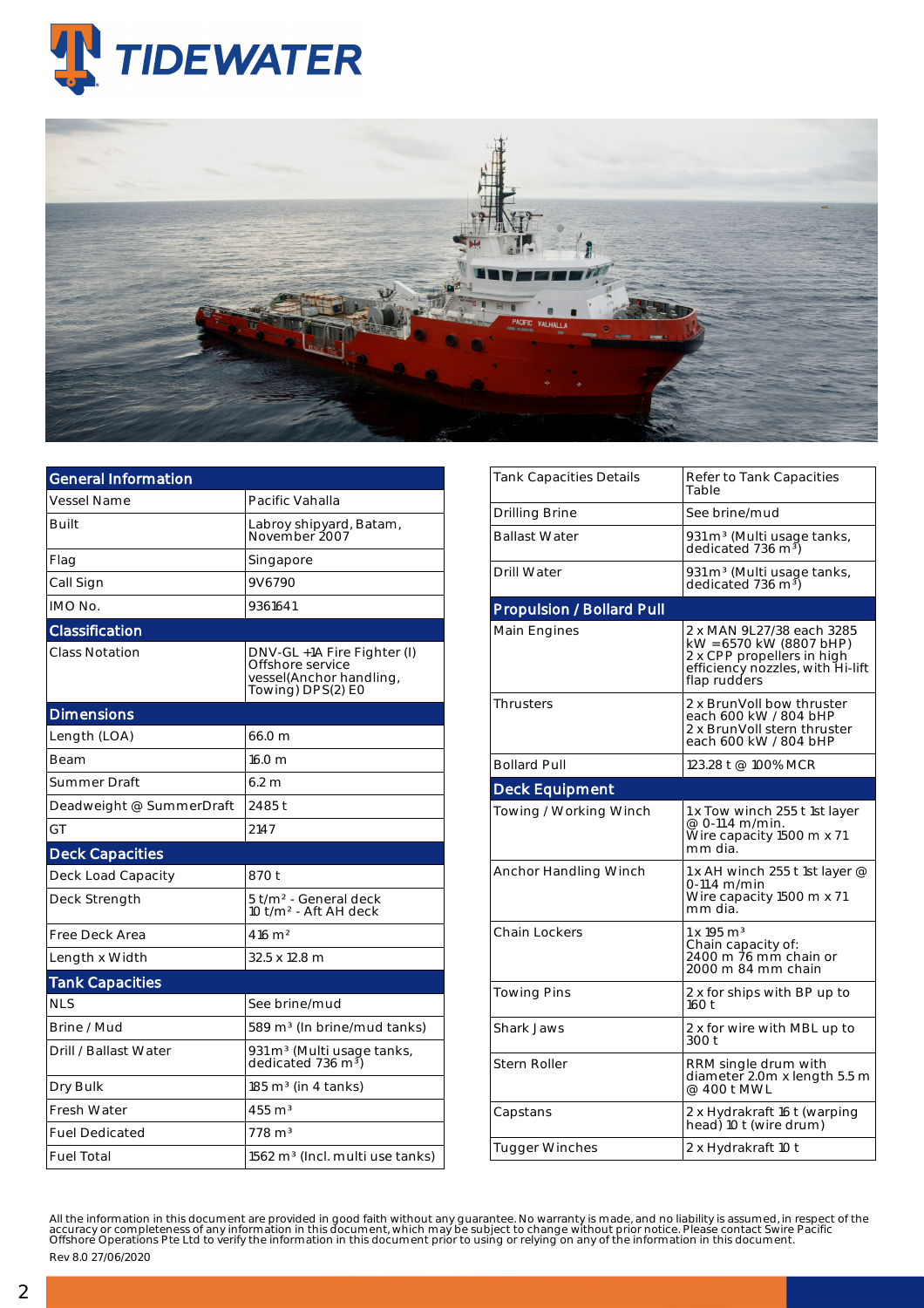## General Information

| | |
|---|---|
| Vessel Name | Pacific Vahalla |
| Built | Labroy shipyard, Batam, November 2007 |
| Flag | Singapore |
| Call Sign | 9V6790 |
| IMO No. | 9361641 |

## Classification

| | |
|---|---|
| Class Notation | DNV-GL +1A Fire Fighter (I) Offshore service vessel(Anchor handling, Towing) DPS(2) E0 |

## Dimensions

| | |
|---|---|
| Length (LOA) | 66.0 m |
| Beam | 16.0 m |
| Summer Draft | 6.2 m |
| Deadweight @ SummerDraft | 2485 t |
| GT | 2147 |

## Deck Capacities

| | |
|---|---|
| Deck Load Capacity | 870 t |
| Deck Strength | 5 t/m² - General deck 10 t/m² - Aft AH deck |
| Free Deck Area | 416 m² |
| Length x Width | 32.5 x 12.8 m |

## Tank Capacities

| | |
|---|---|
| NLS | See brine/mud |
| Brine / Mud | 589 m³ (In brine/mud tanks) |
| Drill / Ballast Water | 931 m³ (Multi usage tanks, dedicated 736 m³) |
| Dry Bulk | 185 m³ (in 4 tanks) |
| Fresh Water | 455 m³ |
| Fuel Dedicated | 778 m³ |
| Fuel Total | 1562 m³ (Incl. multi use tanks) |

| | |
|---|---|
| Tank Capacities Details | Refer to Tank Capacities Table |
| Drilling Brine | See brine/mud |
| Ballast Water | 931 m³ (Multi usage tanks, dedicated 736 m³) |
| Drill Water | 931 m³ (Multi usage tanks, dedicated 736 m³) |

## Propulsion / Bollard Pull

| | |
|---|---|
| Main Engines | 2 x MAN 9L27/38 each 3285 kW =6570 kW (8807 bHP) 2 x CPP propellers in high efficiency nozzles, with Hi-lift flap rudders |
| Thrusters | 2 x BrunVoll bow thruster each 600 kW / 804 bHP 2 x BrunVoll stern thruster each 600 kW / 804 bHP |
| Bollard Pull | 123.28 t @ 100% MCR |

## Deck Equipment

| | |
|---|---|
| Towing / Working Winch | 1 x Tow winch 255 t 1st layer @ 0-11.4 m/min. Wire capacity 1500 m x 71 mm dia. |
| Anchor Handling Winch | 1 x AH winch 255 t 1st layer @ 0-11.4 m/min Wire capacity 1500 m x 71 mm dia. |
| Chain Lockers | 1 x 195 m³ Chain capacity of: 2400 m 76 mm chain or 2000 m 84 mm chain |
| Towing Pins | 2 x for ships with BP up to 160 t |
| Shark Jaws | 2 x for wire with MBL up to 300 t |
| Stern Roller | RRM single drum with diameter 2.0m x length 5.5 m @ 400 t MWL |
| Capstans | 2 x Hydrakraft 16 t (warping head) 10 t (wire drum) |
| Tugger Winches | 2 x Hydrakraft 10 t |

All the information in this document are provided in good faith without any guarantee. No warranty is made, and no liability is assumed, in respect of the accuracy or completeness of any information in this document, which may be subject to change without prior notice. Please contact Swire Pacific Offshore Operations Pte Ltd to verify the information in this document prior to using or relying on any of the information in this document.

Rev 8.0 27/06/2020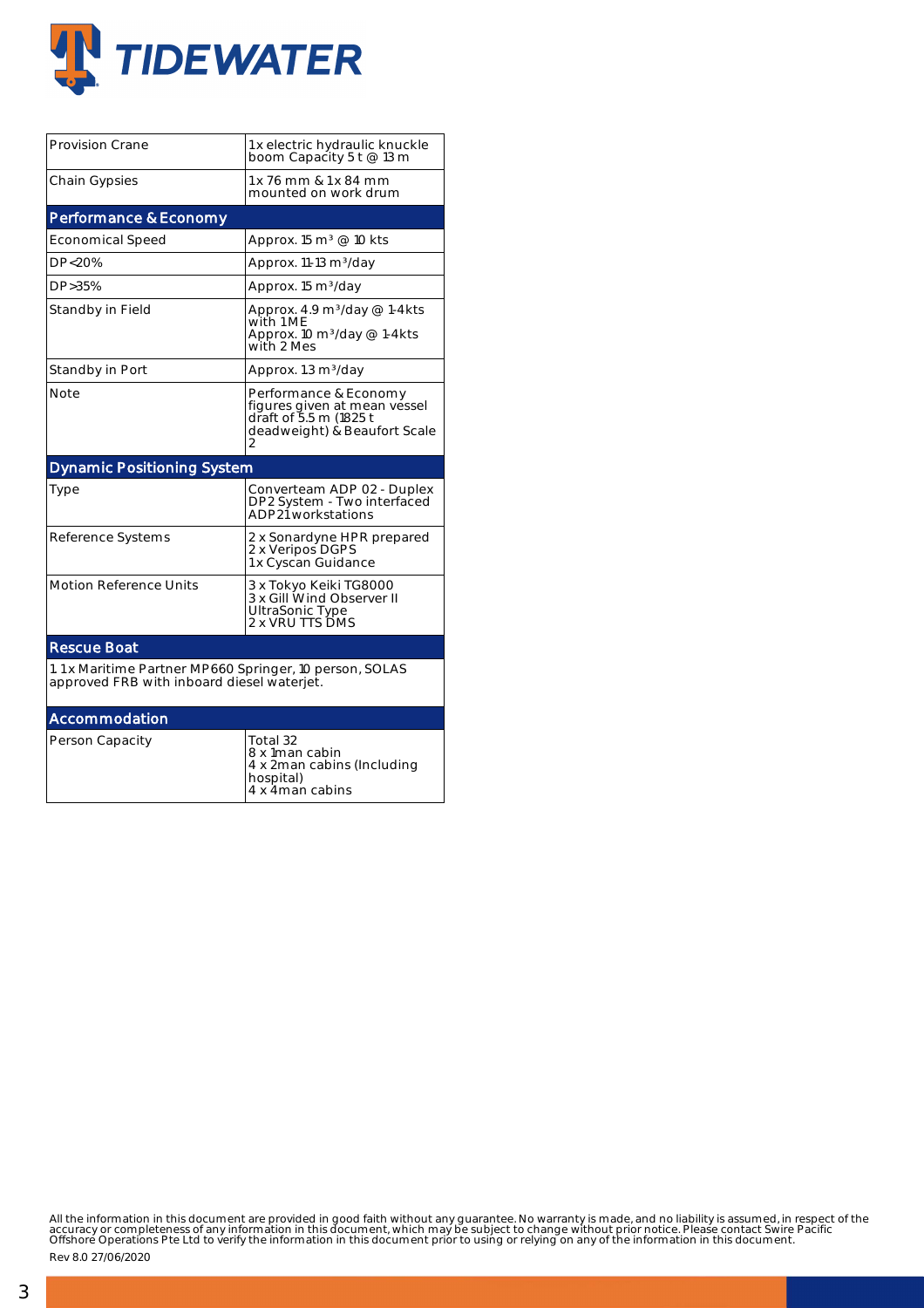| | |
|---|---|
| Provision Crane | 1x electric hydraulic knuckle boom Capacity 5 t @ 13 m |
| Chain Gypsies | 1x 76 mm & 1x 84 mm mounted on work drum |

## Performance & Economy

| | |
|---|---|
| Economical Speed | Approx. 15 m³ @ 10 kts |
| DP<20% | Approx. 11-13 m³/day |
| DP>35% | Approx. 15 m³/day |
| Standby in Field | Approx. 4.9 m³/day @ 1-4kts with 1 ME<br>Approx. 10 m³/day @ 1-4kts with 2 Mes |
| Standby in Port | Approx. 1.3 m³/day |
| Note | Performance & Economy figures given at mean vessel draft of 5.5 m (1825 t deadweight) & Beaufort Scale 2 |

## Dynamic Positioning System

| | |
|---|---|
| Type | Converteam ADP 02 - Duplex DP2 System - Two interfaced ADP21 workstations |
| Reference Systems | 2 x Sonardyne HPR prepared<br>2 x Veripos DGPS<br>1x Cyscan Guidance |
| Motion Reference Units | 3 x Tokyo Keiki TG8000<br>3 x Gill Wind Observer II UltraSonic Type<br>2 x VRU TTS DMS |

## Rescue Boat

1. 1x Maritime Partner MP660 Springer, 10 person, SOLAS approved FRB with inboard diesel waterjet.

## Accommodation

| | |
|---|---|
| Person Capacity | Total 32<br>8 x 1man cabin<br>4 x 2man cabins (Including hospital)<br>4 x 4man cabins |

All the information in this document are provided in good faith without any guarantee. No warranty is made, and no liability is assumed, in respect of the accuracy or completeness of any information in this document, which may be subject to change without prior notice. Please contact Swire Pacific Offshore Operations Pte Ltd to verify the information in this document prior to using or relying on any of the information in this document.

Rev 8.0 27/06/2020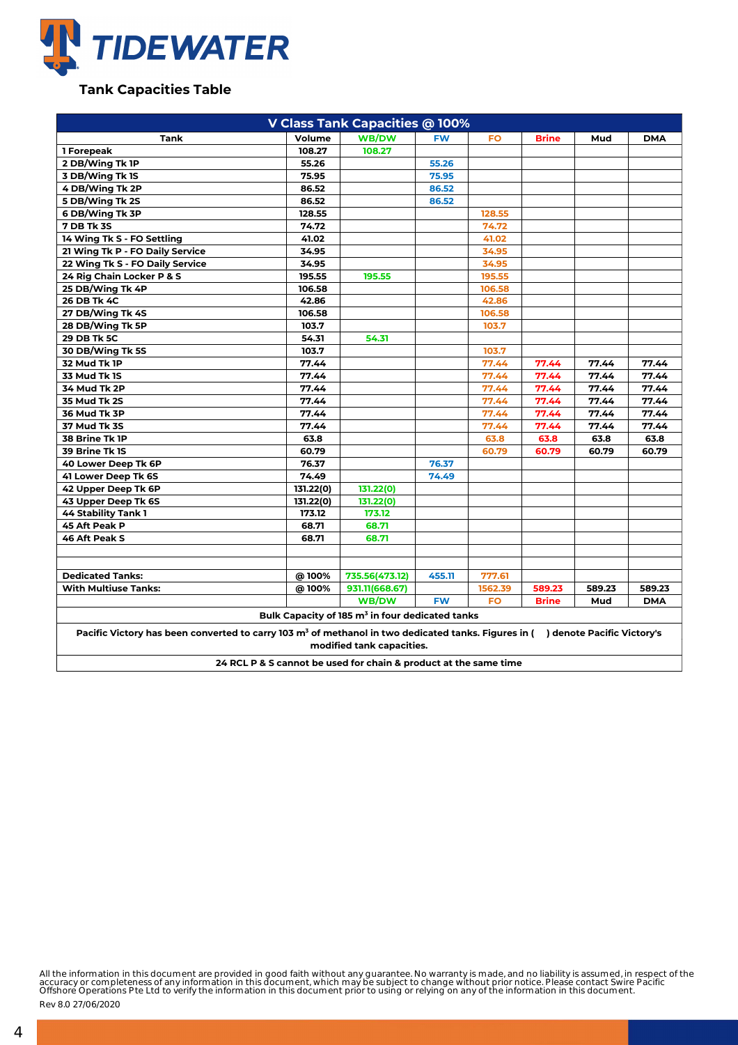# TIDEWATER

## Tank Capacities Table

| V Class Tank Capacities @ 100% | | | | | | | |
|---|---|---|---|---|---|---|---|
| **Tank** | **Volume** | **WB/DW** | **FW** | **FO** | **Brine** | **Mud** | **DMA** |
| 1 Forepeak | 108.27 | 108.27 | | | | | |
| 2 DB/Wing Tk 1P | 55.26 | | 55.26 | | | | |
| 3 DB/Wing Tk 1S | 75.95 | | 75.95 | | | | |
| 4 DB/Wing Tk 2P | 86.52 | | 86.52 | | | | |
| 5 DB/Wing Tk 2S | 86.52 | | 86.52 | | | | |
| 6 DB/Wing Tk 3P | 128.55 | | | 128.55 | | | |
| 7 DB Tk 3S | 74.72 | | | 74.72 | | | |
| 14 Wing Tk S - FO Settling | 41.02 | | | 41.02 | | | |
| 21 Wing Tk P - FO Daily Service | 34.95 | | | 34.95 | | | |
| 22 Wing Tk S - FO Daily Service | 34.95 | | | 34.95 | | | |
| 24 Rig Chain Locker P & S | 195.55 | 195.55 | | 195.55 | | | |
| 25 DB/Wing Tk 4P | 106.58 | | | 106.58 | | | |
| 26 DB Tk 4C | 42.86 | | | 42.86 | | | |
| 27 DB/Wing Tk 4S | 106.58 | | | 106.58 | | | |
| 28 DB/Wing Tk 5P | 103.7 | | | 103.7 | | | |
| 29 DB Tk 5C | 54.31 | 54.31 | | | | | |
| 30 DB/Wing Tk 5S | 103.7 | | | 103.7 | | | |
| 32 Mud Tk 1P | 77.44 | | | 77.44 | 77.44 | 77.44 | 77.44 |
| 33 Mud Tk 1S | 77.44 | | | 77.44 | 77.44 | 77.44 | 77.44 |
| 34 Mud Tk 2P | 77.44 | | | 77.44 | 77.44 | 77.44 | 77.44 |
| 35 Mud Tk 2S | 77.44 | | | 77.44 | 77.44 | 77.44 | 77.44 |
| 36 Mud Tk 3P | 77.44 | | | 77.44 | 77.44 | 77.44 | 77.44 |
| 37 Mud Tk 3S | 77.44 | | | 77.44 | 77.44 | 77.44 | 77.44 |
| 38 Brine Tk 1P | 63.8 | | | 63.8 | 63.8 | 63.8 | 63.8 |
| 39 Brine Tk 1S | 60.79 | | | 60.79 | 60.79 | 60.79 | 60.79 |
| 40 Lower Deep Tk 6P | 76.37 | | 76.37 | | | | |
| 41 Lower Deep Tk 6S | 74.49 | | 74.49 | | | | |
| 42 Upper Deep Tk 6P | 131.22(0) | 131.22(0) | | | | | |
| 43 Upper Deep Tk 6S | 131.22(0) | 131.22(0) | | | | | |
| 44 Stability Tank 1 | 173.12 | 173.12 | | | | | |
| 45 Aft Peak P | 68.71 | 68.71 | | | | | |
| 46 Aft Peak S | 68.71 | 68.71 | | | | | |
| | | | | | | | |
| | | | | | | | |
| **Dedicated Tanks:** | @ 100% | 735.56(473.12) | 455.11 | 777.61 | | | |
| **With Multiuse Tanks:** | @ 100% | 931.11(668.67) | | 1562.39 | 589.23 | 589.23 | 589.23 |
| | | **WB/DW** | **FW** | **FO** | **Brine** | **Mud** | **DMA** |

**Bulk Capacity of 185 m³ in four dedicated tanks**

**Pacific Victory has been converted to carry 103 m³ of methanol in two dedicated tanks. Figures in ( ) denote Pacific Victory's modified tank capacities.**

**24 RCL P & S cannot be used for chain & product at the same time**

All the information in this document are provided in good faith without any guarantee. No warranty is made, and no liability is assumed, in respect of the accuracy or completeness of any information in this document, which may be subject to change without prior notice. Please contact Swire Pacific Offshore Operations Pte Ltd to verify the information in this document prior to using or relying on any of the information in this document.

Rev 8.0 27/06/2020